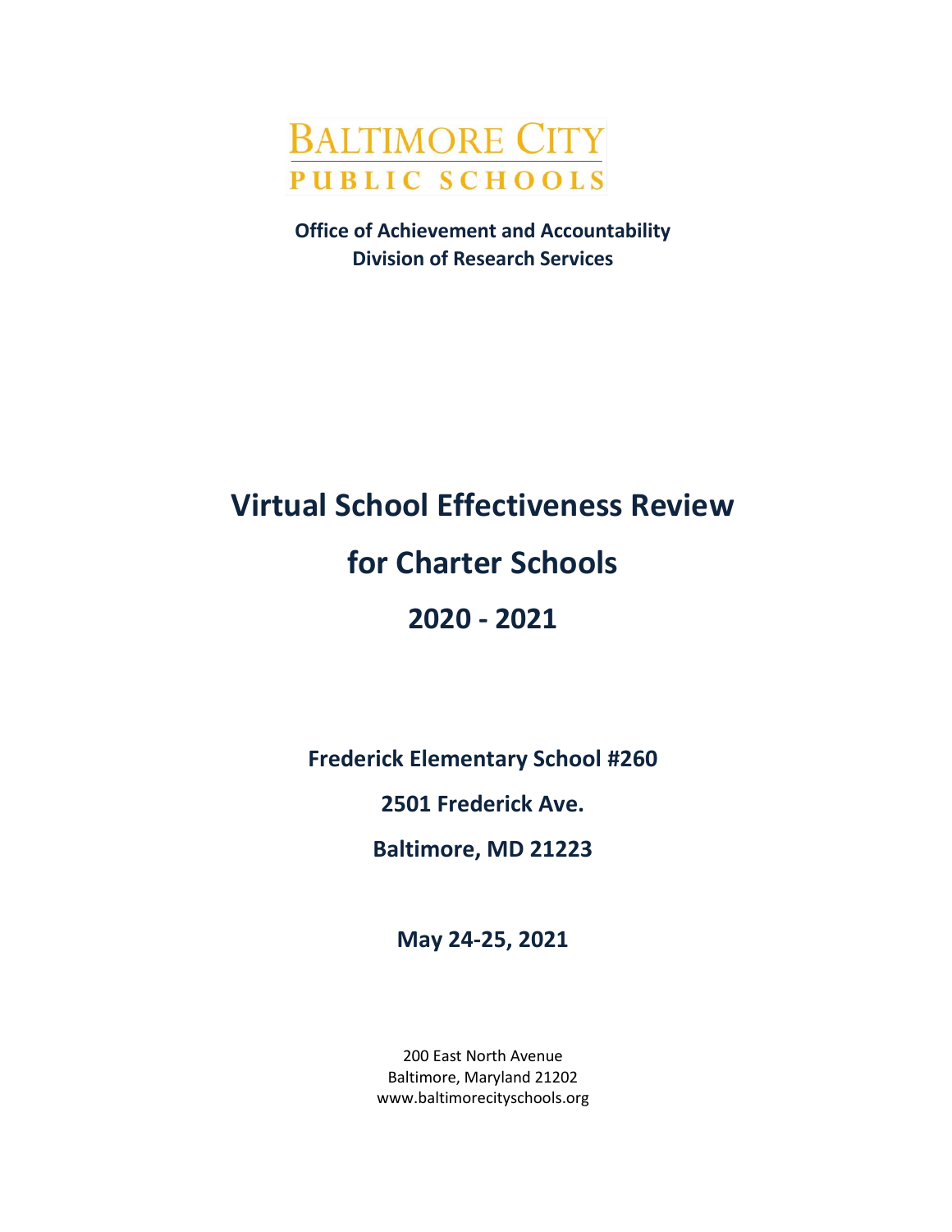BALTIMORE CITY
PUBLIC SCHOOLS

**Office of Achievement and Accountability**
**Division of Research Services**

# Virtual School Effectiveness Review

# for Charter Schools

# 2020 - 2021

**Frederick Elementary School #260**

**2501 Frederick Ave.**

**Baltimore, MD 21223**

**May 24-25, 2021**

200 East North Avenue
Baltimore, Maryland 21202
www.baltimorecityschools.org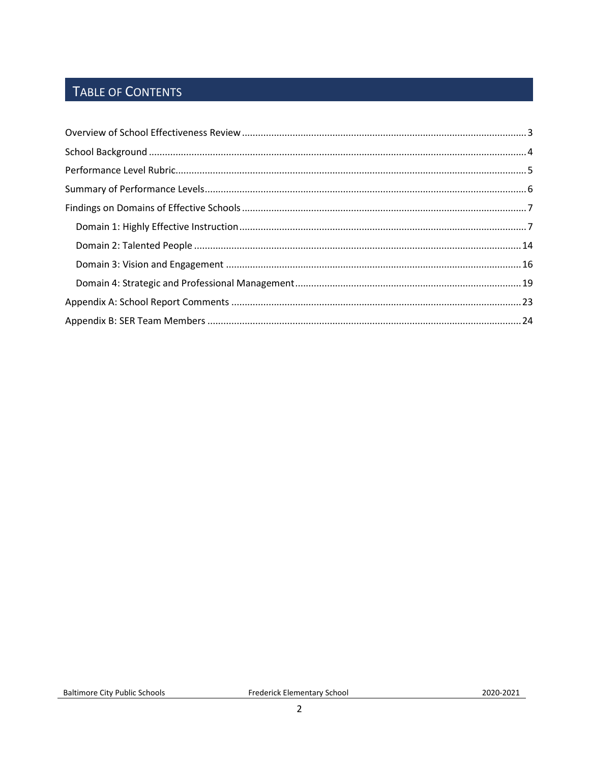# Table of Contents

Overview of School Effectiveness Review ..... 3
School Background ..... 4
Performance Level Rubric ..... 5
Summary of Performance Levels ..... 6
Findings on Domains of Effective Schools ..... 7
- Domain 1: Highly Effective Instruction ..... 7
- Domain 2: Talented People ..... 14
- Domain 3: Vision and Engagement ..... 16
- Domain 4: Strategic and Professional Management ..... 19

Appendix A: School Report Comments ..... 23
Appendix B: SER Team Members ..... 24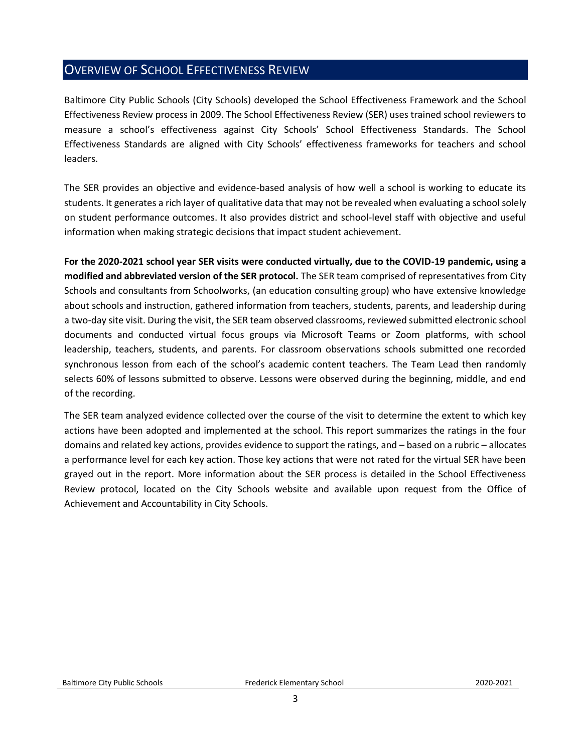## Overview of School Effectiveness Review

Baltimore City Public Schools (City Schools) developed the School Effectiveness Framework and the School Effectiveness Review process in 2009. The School Effectiveness Review (SER) uses trained school reviewers to measure a school's effectiveness against City Schools' School Effectiveness Standards. The School Effectiveness Standards are aligned with City Schools' effectiveness frameworks for teachers and school leaders.

The SER provides an objective and evidence-based analysis of how well a school is working to educate its students. It generates a rich layer of qualitative data that may not be revealed when evaluating a school solely on student performance outcomes. It also provides district and school-level staff with objective and useful information when making strategic decisions that impact student achievement.

**For the 2020-2021 school year SER visits were conducted virtually, due to the COVID-19 pandemic, using a modified and abbreviated version of the SER protocol.** The SER team comprised of representatives from City Schools and consultants from Schoolworks, (an education consulting group) who have extensive knowledge about schools and instruction, gathered information from teachers, students, parents, and leadership during a two-day site visit. During the visit, the SER team observed classrooms, reviewed submitted electronic school documents and conducted virtual focus groups via Microsoft Teams or Zoom platforms, with school leadership, teachers, students, and parents. For classroom observations schools submitted one recorded synchronous lesson from each of the school's academic content teachers. The Team Lead then randomly selects 60% of lessons submitted to observe. Lessons were observed during the beginning, middle, and end of the recording.

The SER team analyzed evidence collected over the course of the visit to determine the extent to which key actions have been adopted and implemented at the school. This report summarizes the ratings in the four domains and related key actions, provides evidence to support the ratings, and – based on a rubric – allocates a performance level for each key action. Those key actions that were not rated for the virtual SER have been grayed out in the report. More information about the SER process is detailed in the School Effectiveness Review protocol, located on the City Schools website and available upon request from the Office of Achievement and Accountability in City Schools.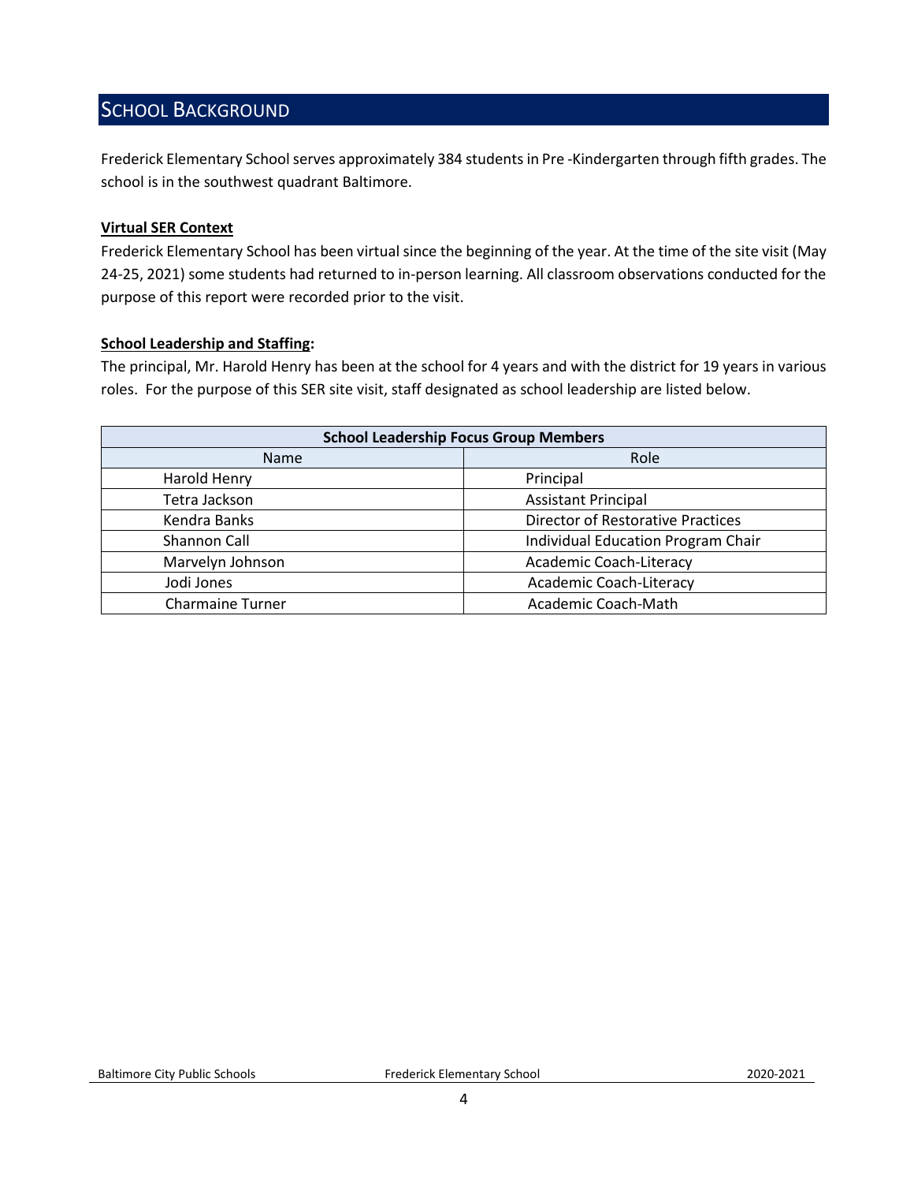## SCHOOL BACKGROUND

Frederick Elementary School serves approximately 384 students in Pre -Kindergarten through fifth grades. The school is in the southwest quadrant Baltimore.

**Virtual SER Context**

Frederick Elementary School has been virtual since the beginning of the year. At the time of the site visit (May 24-25, 2021) some students had returned to in-person learning. All classroom observations conducted for the purpose of this report were recorded prior to the visit.

**School Leadership and Staffing:**

The principal, Mr. Harold Henry has been at the school for 4 years and with the district for 19 years in various roles. For the purpose of this SER site visit, staff designated as school leadership are listed below.

| School Leadership Focus Group Members | |
|---|---|
| Name | Role |
| Harold Henry | Principal |
| Tetra Jackson | Assistant Principal |
| Kendra Banks | Director of Restorative Practices |
| Shannon Call | Individual Education Program Chair |
| Marvelyn Johnson | Academic Coach-Literacy |
| Jodi Jones | Academic Coach-Literacy |
| Charmaine Turner | Academic Coach-Math |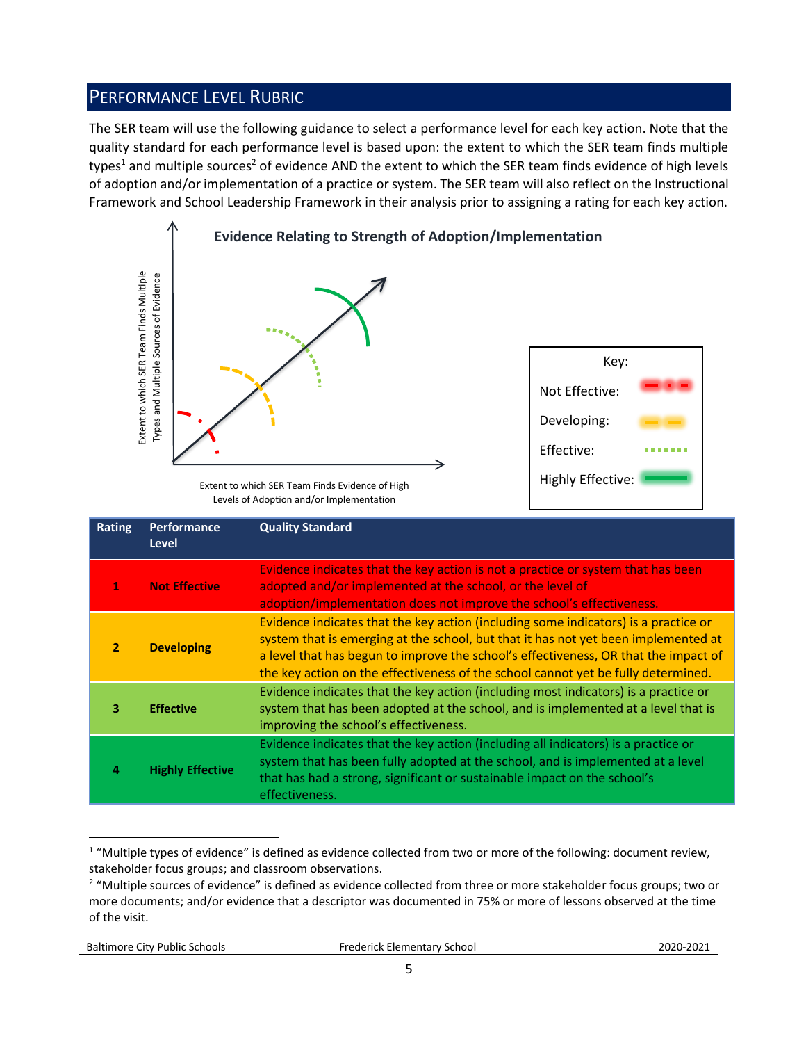## PERFORMANCE LEVEL RUBRIC

The SER team will use the following guidance to select a performance level for each key action. Note that the quality standard for each performance level is based upon: the extent to which the SER team finds multiple types[1] and multiple sources[2] of evidence AND the extent to which the SER team finds evidence of high levels of adoption and/or implementation of a practice or system. The SER team will also reflect on the Instructional Framework and School Leadership Framework in their analysis prior to assigning a rating for each key action.

**Evidence Relating to Strength of Adoption/Implementation**

Extent to which SER Team Finds Multiple Types and Multiple Sources of Evidence

Extent to which SER Team Finds Evidence of High Levels of Adoption and/or Implementation

Key:
- Not Effective
- Developing
- Effective
- Highly Effective

| Rating | Performance Level | Quality Standard |
|---|---|---|
| 1 | **Not Effective** | Evidence indicates that the key action is not a practice or system that has been adopted and/or implemented at the school, or the level of adoption/implementation does not improve the school's effectiveness. |
| 2 | **Developing** | Evidence indicates that the key action (including some indicators) is a practice or system that is emerging at the school, but that it has not yet been implemented at a level that has begun to improve the school's effectiveness, OR that the impact of the key action on the effectiveness of the school cannot yet be fully determined. |
| 3 | **Effective** | Evidence indicates that the key action (including most indicators) is a practice or system that has been adopted at the school, and is implemented at a level that is improving the school's effectiveness. |
| 4 | **Highly Effective** | Evidence indicates that the key action (including all indicators) is a practice or system that has been fully adopted at the school, and is implemented at a level that has had a strong, significant or sustainable impact on the school's effectiveness. |

[1] "Multiple types of evidence" is defined as evidence collected from two or more of the following: document review, stakeholder focus groups; and classroom observations.

[2] "Multiple sources of evidence" is defined as evidence collected from three or more stakeholder focus groups; two or more documents; and/or evidence that a descriptor was documented in 75% or more of lessons observed at the time of the visit.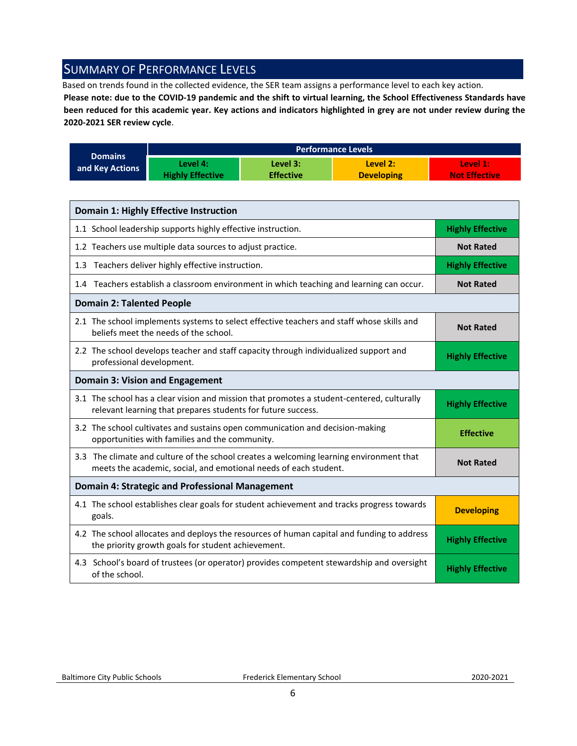## SUMMARY OF PERFORMANCE LEVELS

Based on trends found in the collected evidence, the SER team assigns a performance level to each key action.

**Please note: due to the COVID-19 pandemic and the shift to virtual learning, the School Effectiveness Standards have been reduced for this academic year. Key actions and indicators highlighted in grey are not under review during the 2020-2021 SER review cycle**.

| Domains and Key Actions | Performance Levels | | | |
|---|---|---|---|---|
| | Level 4: Highly Effective | Level 3: Effective | Level 2: Developing | Level 1: Not Effective |

| Domain 1: Highly Effective Instruction | |
|---|---|
| 1.1 School leadership supports highly effective instruction. | Highly Effective |
| 1.2 Teachers use multiple data sources to adjust practice. | Not Rated |
| 1.3 Teachers deliver highly effective instruction. | Highly Effective |
| 1.4 Teachers establish a classroom environment in which teaching and learning can occur. | Not Rated |
| **Domain 2: Talented People** | |
| 2.1 The school implements systems to select effective teachers and staff whose skills and beliefs meet the needs of the school. | Not Rated |
| 2.2 The school develops teacher and staff capacity through individualized support and professional development. | Highly Effective |
| **Domain 3: Vision and Engagement** | |
| 3.1 The school has a clear vision and mission that promotes a student-centered, culturally relevant learning that prepares students for future success. | Highly Effective |
| 3.2 The school cultivates and sustains open communication and decision-making opportunities with families and the community. | Effective |
| 3.3 The climate and culture of the school creates a welcoming learning environment that meets the academic, social, and emotional needs of each student. | Not Rated |
| **Domain 4: Strategic and Professional Management** | |
| 4.1 The school establishes clear goals for student achievement and tracks progress towards goals. | Developing |
| 4.2 The school allocates and deploys the resources of human capital and funding to address the priority growth goals for student achievement. | Highly Effective |
| 4.3 School's board of trustees (or operator) provides competent stewardship and oversight of the school. | Highly Effective |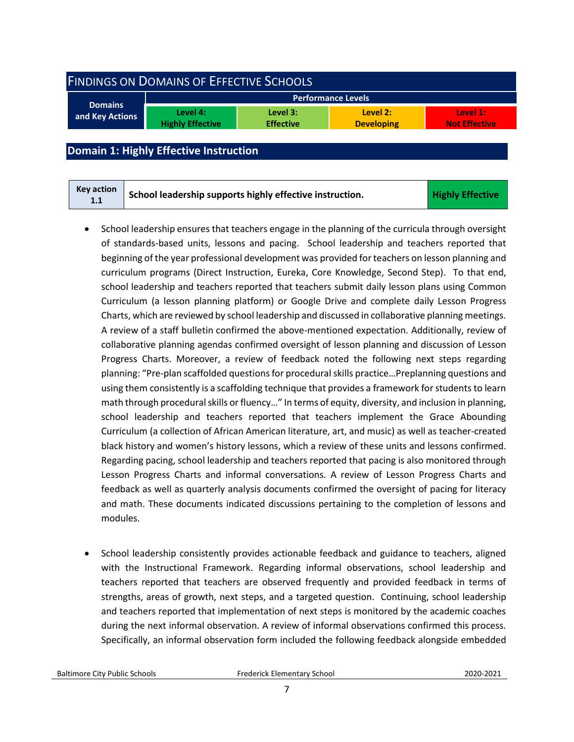## Findings on Domains of Effective Schools

| Domains and Key Actions | Performance Levels | | | |
|---|---|---|---|---|
| | Level 4: Highly Effective | Level 3: Effective | Level 2: Developing | Level 1: Not Effective |

## Domain 1: Highly Effective Instruction

| Key action 1.1 | School leadership supports highly effective instruction. | Highly Effective |
|---|---|---|

- School leadership ensures that teachers engage in the planning of the curricula through oversight of standards-based units, lessons and pacing. School leadership and teachers reported that beginning of the year professional development was provided for teachers on lesson planning and curriculum programs (Direct Instruction, Eureka, Core Knowledge, Second Step). To that end, school leadership and teachers reported that teachers submit daily lesson plans using Common Curriculum (a lesson planning platform) or Google Drive and complete daily Lesson Progress Charts, which are reviewed by school leadership and discussed in collaborative planning meetings. A review of a staff bulletin confirmed the above-mentioned expectation. Additionally, review of collaborative planning agendas confirmed oversight of lesson planning and discussion of Lesson Progress Charts. Moreover, a review of feedback noted the following next steps regarding planning: "Pre-plan scaffolded questions for procedural skills practice…Preplanning questions and using them consistently is a scaffolding technique that provides a framework for students to learn math through procedural skills or fluency…" In terms of equity, diversity, and inclusion in planning, school leadership and teachers reported that teachers implement the Grace Abounding Curriculum (a collection of African American literature, art, and music) as well as teacher-created black history and women's history lessons, which a review of these units and lessons confirmed. Regarding pacing, school leadership and teachers reported that pacing is also monitored through Lesson Progress Charts and informal conversations. A review of Lesson Progress Charts and feedback as well as quarterly analysis documents confirmed the oversight of pacing for literacy and math. These documents indicated discussions pertaining to the completion of lessons and modules.

- School leadership consistently provides actionable feedback and guidance to teachers, aligned with the Instructional Framework. Regarding informal observations, school leadership and teachers reported that teachers are observed frequently and provided feedback in terms of strengths, areas of growth, next steps, and a targeted question. Continuing, school leadership and teachers reported that implementation of next steps is monitored by the academic coaches during the next informal observation. A review of informal observations confirmed this process. Specifically, an informal observation form included the following feedback alongside embedded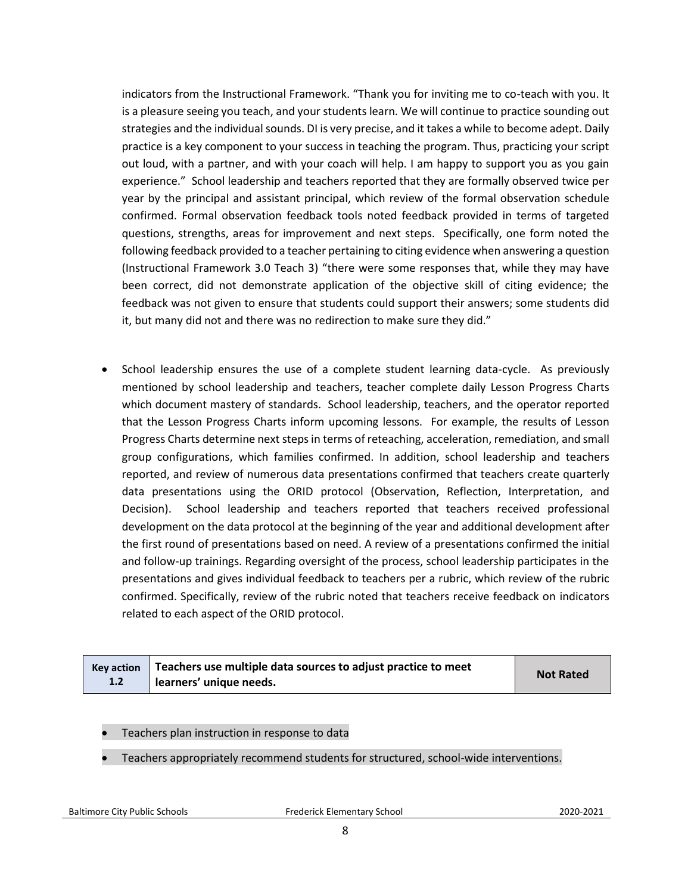indicators from the Instructional Framework. "Thank you for inviting me to co-teach with you. It is a pleasure seeing you teach, and your students learn. We will continue to practice sounding out strategies and the individual sounds. DI is very precise, and it takes a while to become adept. Daily practice is a key component to your success in teaching the program. Thus, practicing your script out loud, with a partner, and with your coach will help. I am happy to support you as you gain experience." School leadership and teachers reported that they are formally observed twice per year by the principal and assistant principal, which review of the formal observation schedule confirmed. Formal observation feedback tools noted feedback provided in terms of targeted questions, strengths, areas for improvement and next steps. Specifically, one form noted the following feedback provided to a teacher pertaining to citing evidence when answering a question (Instructional Framework 3.0 Teach 3) "there were some responses that, while they may have been correct, did not demonstrate application of the objective skill of citing evidence; the feedback was not given to ensure that students could support their answers; some students did it, but many did not and there was no redirection to make sure they did."

- School leadership ensures the use of a complete student learning data-cycle. As previously mentioned by school leadership and teachers, teacher complete daily Lesson Progress Charts which document mastery of standards. School leadership, teachers, and the operator reported that the Lesson Progress Charts inform upcoming lessons. For example, the results of Lesson Progress Charts determine next steps in terms of reteaching, acceleration, remediation, and small group configurations, which families confirmed. In addition, school leadership and teachers reported, and review of numerous data presentations confirmed that teachers create quarterly data presentations using the ORID protocol (Observation, Reflection, Interpretation, and Decision). School leadership and teachers reported that teachers received professional development on the data protocol at the beginning of the year and additional development after the first round of presentations based on need. A review of a presentations confirmed the initial and follow-up trainings. Regarding oversight of the process, school leadership participates in the presentations and gives individual feedback to teachers per a rubric, which review of the rubric confirmed. Specifically, review of the rubric noted that teachers receive feedback on indicators related to each aspect of the ORID protocol.

| Key action 1.2 | Teachers use multiple data sources to adjust practice to meet learners' unique needs. | Not Rated |
|---|---|---|

- Teachers plan instruction in response to data
- Teachers appropriately recommend students for structured, school-wide interventions.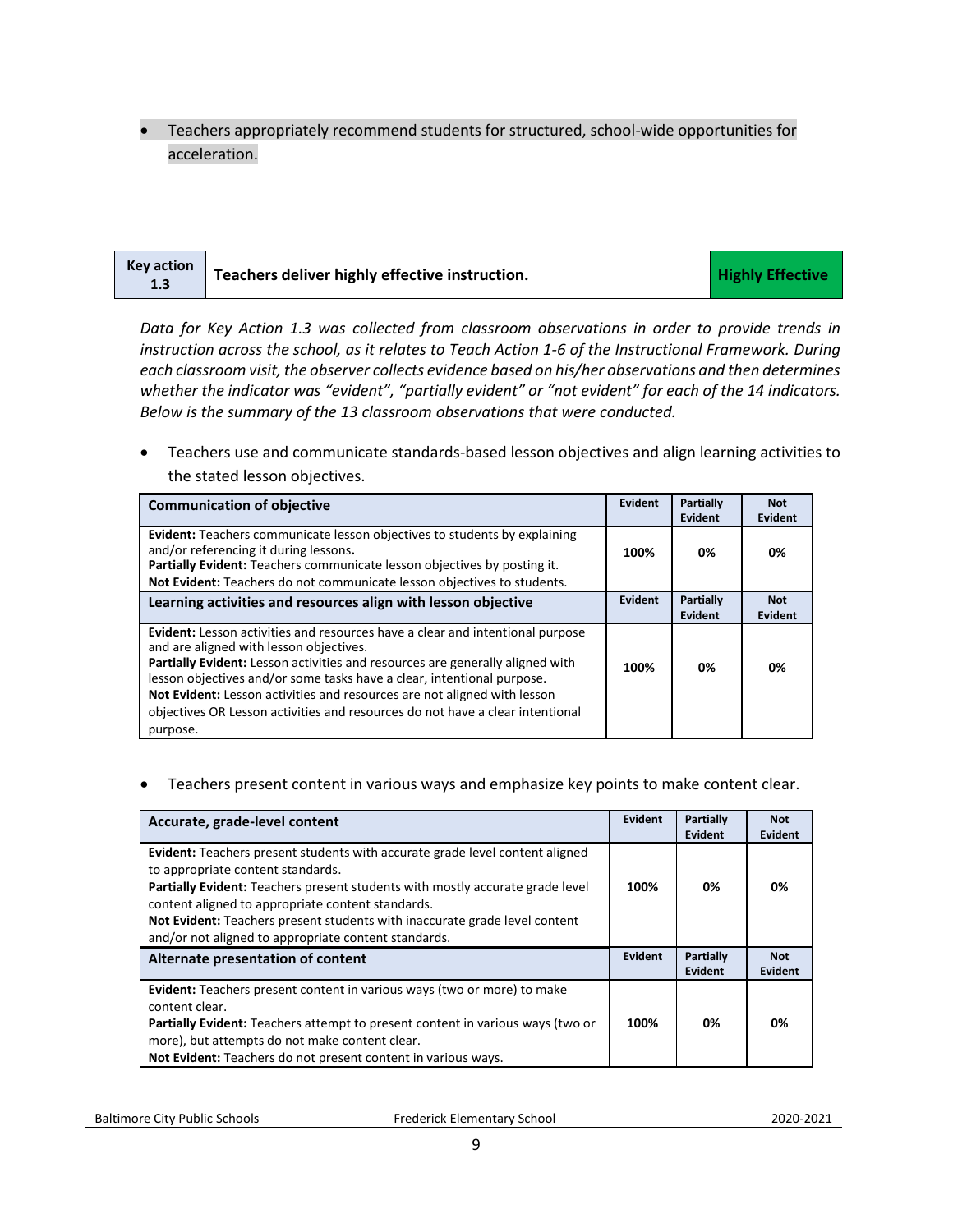- Teachers appropriately recommend students for structured, school-wide opportunities for acceleration.

| Key action 1.3 | Teachers deliver highly effective instruction. | Highly Effective |
| --- | --- | --- |

*Data for Key Action 1.3 was collected from classroom observations in order to provide trends in instruction across the school, as it relates to Teach Action 1-6 of the Instructional Framework. During each classroom visit, the observer collects evidence based on his/her observations and then determines whether the indicator was "evident", "partially evident" or "not evident" for each of the 14 indicators. Below is the summary of the 13 classroom observations that were conducted.*

- Teachers use and communicate standards-based lesson objectives and align learning activities to the stated lesson objectives.

| Communication of objective | Evident | Partially Evident | Not Evident |
| --- | --- | --- | --- |
| **Evident:** Teachers communicate lesson objectives to students by explaining and/or referencing it during lessons. **Partially Evident:** Teachers communicate lesson objectives by posting it. **Not Evident:** Teachers do not communicate lesson objectives to students. | 100% | 0% | 0% |
| **Learning activities and resources align with lesson objective** | **Evident** | **Partially Evident** | **Not Evident** |
| **Evident:** Lesson activities and resources have a clear and intentional purpose and are aligned with lesson objectives. **Partially Evident:** Lesson activities and resources are generally aligned with lesson objectives and/or some tasks have a clear, intentional purpose. **Not Evident:** Lesson activities and resources are not aligned with lesson objectives OR Lesson activities and resources do not have a clear intentional purpose. | 100% | 0% | 0% |

- Teachers present content in various ways and emphasize key points to make content clear.

| Accurate, grade-level content | Evident | Partially Evident | Not Evident |
| --- | --- | --- | --- |
| **Evident:** Teachers present students with accurate grade level content aligned to appropriate content standards. **Partially Evident:** Teachers present students with mostly accurate grade level content aligned to appropriate content standards. **Not Evident:** Teachers present students with inaccurate grade level content and/or not aligned to appropriate content standards. | 100% | 0% | 0% |
| **Alternate presentation of content** | **Evident** | **Partially Evident** | **Not Evident** |
| **Evident:** Teachers present content in various ways (two or more) to make content clear. **Partially Evident:** Teachers attempt to present content in various ways (two or more), but attempts do not make content clear. **Not Evident:** Teachers do not present content in various ways. | 100% | 0% | 0% |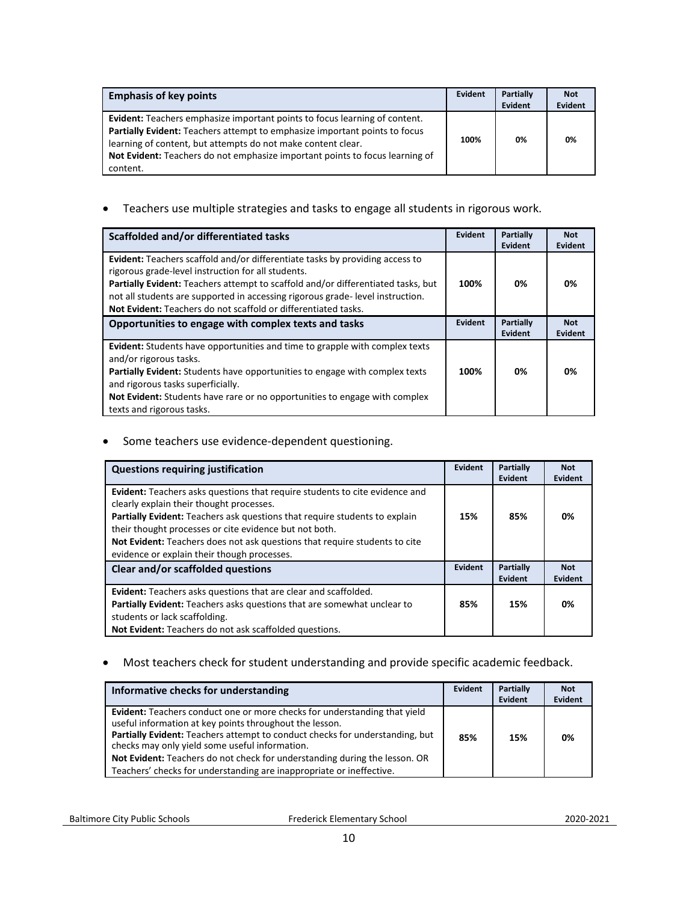| Emphasis of key points | Evident | Partially Evident | Not Evident |
|---|---|---|---|
| **Evident:** Teachers emphasize important points to focus learning of content.<br>**Partially Evident:** Teachers attempt to emphasize important points to focus learning of content, but attempts do not make content clear.<br>**Not Evident:** Teachers do not emphasize important points to focus learning of content. | 100% | 0% | 0% |

- Teachers use multiple strategies and tasks to engage all students in rigorous work.

| Scaffolded and/or differentiated tasks | Evident | Partially Evident | Not Evident |
|---|---|---|---|
| **Evident:** Teachers scaffold and/or differentiate tasks by providing access to rigorous grade-level instruction for all students.<br>**Partially Evident:** Teachers attempt to scaffold and/or differentiated tasks, but not all students are supported in accessing rigorous grade- level instruction.<br>**Not Evident:** Teachers do not scaffold or differentiated tasks. | 100% | 0% | 0% |
| **Opportunities to engage with complex texts and tasks** | **Evident** | **Partially Evident** | **Not Evident** |
| **Evident:** Students have opportunities and time to grapple with complex texts and/or rigorous tasks.<br>**Partially Evident:** Students have opportunities to engage with complex texts and rigorous tasks superficially.<br>**Not Evident:** Students have rare or no opportunities to engage with complex texts and rigorous tasks. | 100% | 0% | 0% |

- Some teachers use evidence-dependent questioning.

| Questions requiring justification | Evident | Partially Evident | Not Evident |
|---|---|---|---|
| **Evident:** Teachers asks questions that require students to cite evidence and clearly explain their thought processes.<br>**Partially Evident:** Teachers ask questions that require students to explain their thought processes or cite evidence but not both.<br>**Not Evident:** Teachers does not ask questions that require students to cite evidence or explain their though processes. | 15% | 85% | 0% |
| **Clear and/or scaffolded questions** | **Evident** | **Partially Evident** | **Not Evident** |
| **Evident:** Teachers asks questions that are clear and scaffolded.<br>**Partially Evident:** Teachers asks questions that are somewhat unclear to students or lack scaffolding.<br>**Not Evident:** Teachers do not ask scaffolded questions. | 85% | 15% | 0% |

- Most teachers check for student understanding and provide specific academic feedback.

| Informative checks for understanding | Evident | Partially Evident | Not Evident |
|---|---|---|---|
| **Evident:** Teachers conduct one or more checks for understanding that yield useful information at key points throughout the lesson.<br>**Partially Evident:** Teachers attempt to conduct checks for understanding, but checks may only yield some useful information.<br>**Not Evident:** Teachers do not check for understanding during the lesson. OR Teachers' checks for understanding are inappropriate or ineffective. | 85% | 15% | 0% |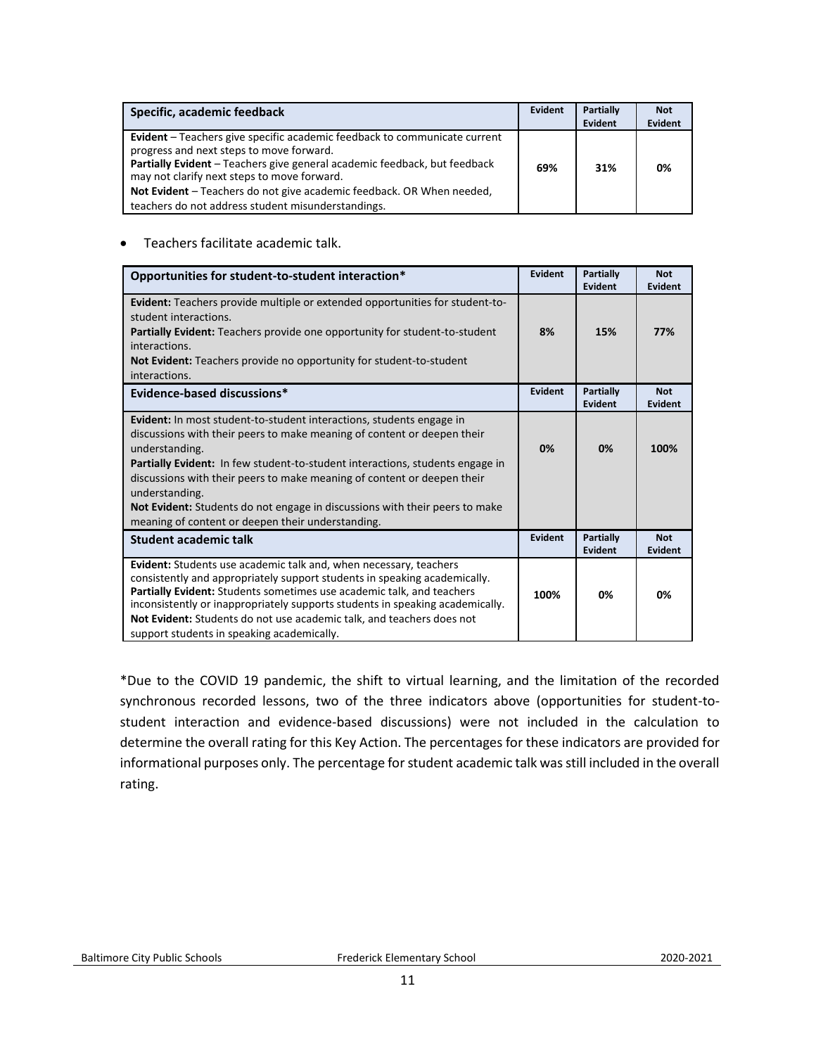| Specific, academic feedback | Evident | Partially Evident | Not Evident |
|---|---|---|---|
| **Evident** – Teachers give specific academic feedback to communicate current progress and next steps to move forward.<br>**Partially Evident** – Teachers give general academic feedback, but feedback may not clarify next steps to move forward.<br>**Not Evident** – Teachers do not give academic feedback. OR When needed, teachers do not address student misunderstandings. | 69% | 31% | 0% |

- Teachers facilitate academic talk.

| Opportunities for student-to-student interaction* | Evident | Partially Evident | Not Evident |
|---|---|---|---|
| **Evident:** Teachers provide multiple or extended opportunities for student-to-student interactions.<br>**Partially Evident:** Teachers provide one opportunity for student-to-student interactions.<br>**Not Evident:** Teachers provide no opportunity for student-to-student interactions. | 8% | 15% | 77% |
| **Evidence-based discussions*** | **Evident** | **Partially Evident** | **Not Evident** |
| **Evident:** In most student-to-student interactions, students engage in discussions with their peers to make meaning of content or deepen their understanding.<br>**Partially Evident:** In few student-to-student interactions, students engage in discussions with their peers to make meaning of content or deepen their understanding.<br>**Not Evident:** Students do not engage in discussions with their peers to make meaning of content or deepen their understanding. | 0% | 0% | 100% |
| **Student academic talk** | **Evident** | **Partially Evident** | **Not Evident** |
| **Evident:** Students use academic talk and, when necessary, teachers consistently and appropriately support students in speaking academically.<br>**Partially Evident:** Students sometimes use academic talk, and teachers inconsistently or inappropriately supports students in speaking academically.<br>**Not Evident:** Students do not use academic talk, and teachers does not support students in speaking academically. | 100% | 0% | 0% |

*Due to the COVID 19 pandemic, the shift to virtual learning, and the limitation of the recorded synchronous recorded lessons, two of the three indicators above (opportunities for student-to-student interaction and evidence-based discussions) were not included in the calculation to determine the overall rating for this Key Action. The percentages for these indicators are provided for informational purposes only. The percentage for student academic talk was still included in the overall rating.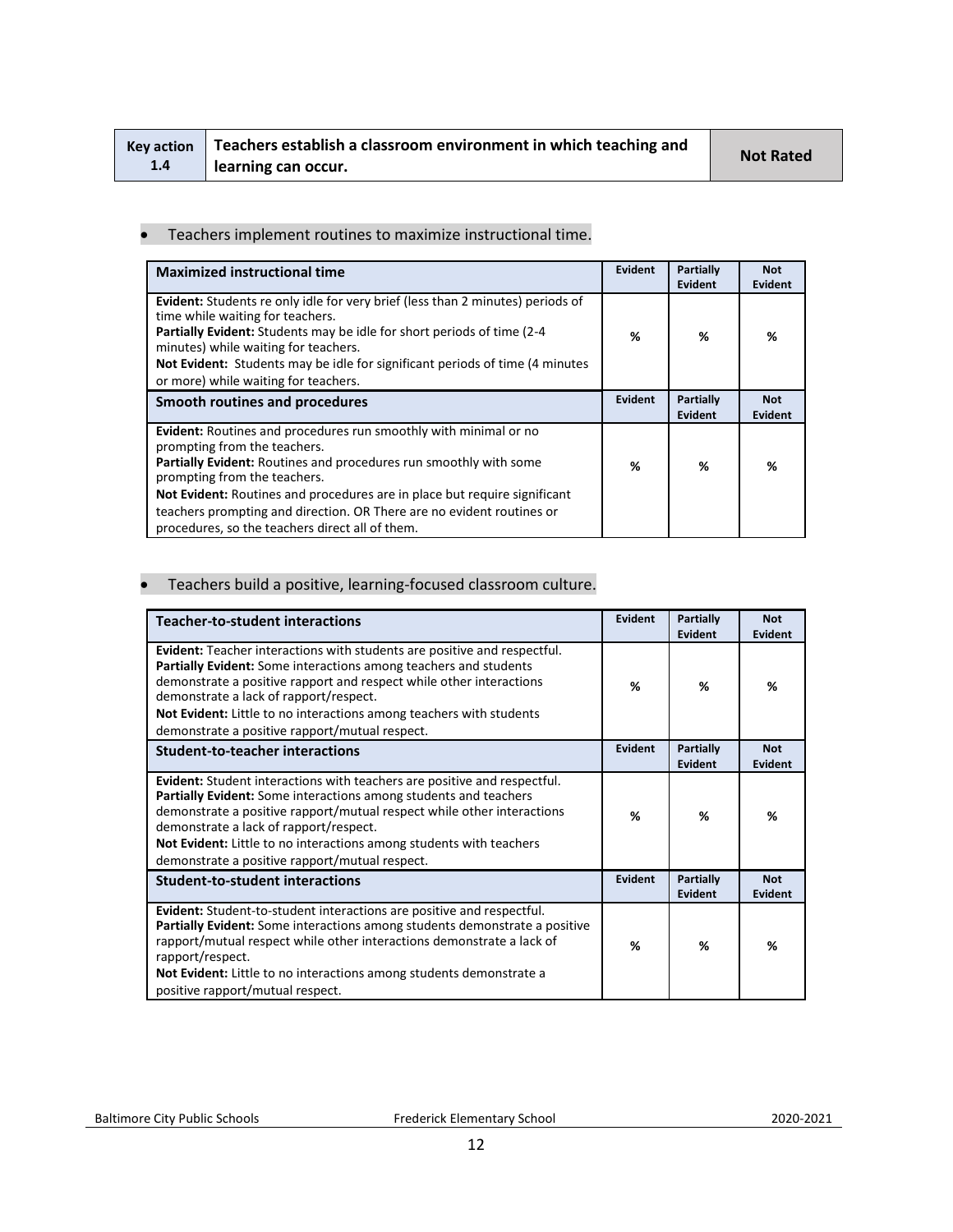| Key action 1.4 | Teachers establish a classroom environment in which teaching and learning can occur. | Not Rated |
|---|---|---|

- Teachers implement routines to maximize instructional time.

| Maximized instructional time | Evident | Partially Evident | Not Evident |
|---|---|---|---|
| **Evident:** Students re only idle for very brief (less than 2 minutes) periods of time while waiting for teachers.<br>**Partially Evident:** Students may be idle for short periods of time (2-4 minutes) while waiting for teachers.<br>**Not Evident:** Students may be idle for significant periods of time (4 minutes or more) while waiting for teachers. | % | % | % |
| **Smooth routines and procedures** | **Evident** | **Partially Evident** | **Not Evident** |
| **Evident:** Routines and procedures run smoothly with minimal or no prompting from the teachers.<br>**Partially Evident:** Routines and procedures run smoothly with some prompting from the teachers.<br>**Not Evident:** Routines and procedures are in place but require significant teachers prompting and direction. OR There are no evident routines or procedures, so the teachers direct all of them. | % | % | % |

- Teachers build a positive, learning-focused classroom culture.

| Teacher-to-student interactions | Evident | Partially Evident | Not Evident |
|---|---|---|---|
| **Evident:** Teacher interactions with students are positive and respectful.<br>**Partially Evident:** Some interactions among teachers and students demonstrate a positive rapport and respect while other interactions demonstrate a lack of rapport/respect.<br>**Not Evident:** Little to no interactions among teachers with students demonstrate a positive rapport/mutual respect. | % | % | % |
| **Student-to-teacher interactions** | **Evident** | **Partially Evident** | **Not Evident** |
| **Evident:** Student interactions with teachers are positive and respectful.<br>**Partially Evident:** Some interactions among students and teachers demonstrate a positive rapport/mutual respect while other interactions demonstrate a lack of rapport/respect.<br>**Not Evident:** Little to no interactions among students with teachers demonstrate a positive rapport/mutual respect. | % | % | % |
| **Student-to-student interactions** | **Evident** | **Partially Evident** | **Not Evident** |
| **Evident:** Student-to-student interactions are positive and respectful.<br>**Partially Evident:** Some interactions among students demonstrate a positive rapport/mutual respect while other interactions demonstrate a lack of rapport/respect.<br>**Not Evident:** Little to no interactions among students demonstrate a positive rapport/mutual respect. | % | % | % |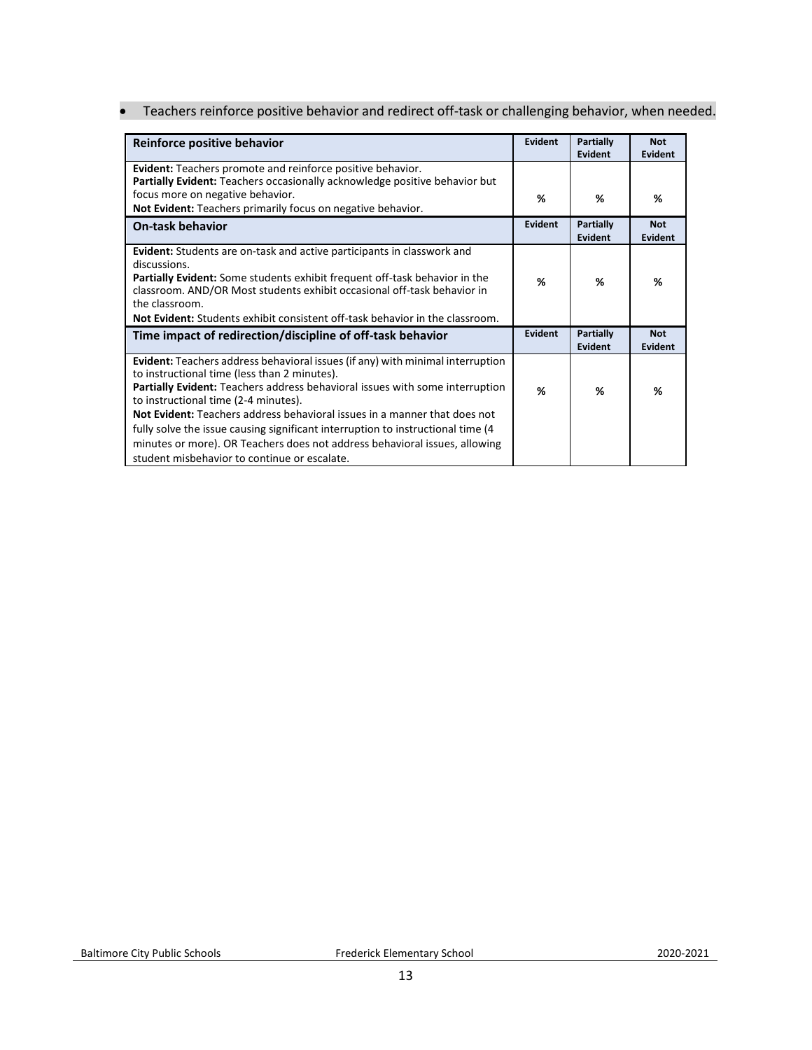- Teachers reinforce positive behavior and redirect off-task or challenging behavior, when needed.

| Reinforce positive behavior | Evident | Partially Evident | Not Evident |
|---|---|---|---|
| **Evident:** Teachers promote and reinforce positive behavior.<br>**Partially Evident:** Teachers occasionally acknowledge positive behavior but focus more on negative behavior.<br>**Not Evident:** Teachers primarily focus on negative behavior. | % | % | % |
| **On-task behavior** | **Evident** | **Partially Evident** | **Not Evident** |
| **Evident:** Students are on-task and active participants in classwork and discussions.<br>**Partially Evident:** Some students exhibit frequent off-task behavior in the classroom. AND/OR Most students exhibit occasional off-task behavior in the classroom.<br>**Not Evident:** Students exhibit consistent off-task behavior in the classroom. | % | % | % |
| **Time impact of redirection/discipline of off-task behavior** | **Evident** | **Partially Evident** | **Not Evident** |
| **Evident:** Teachers address behavioral issues (if any) with minimal interruption to instructional time (less than 2 minutes).<br>**Partially Evident:** Teachers address behavioral issues with some interruption to instructional time (2-4 minutes).<br>**Not Evident:** Teachers address behavioral issues in a manner that does not fully solve the issue causing significant interruption to instructional time (4 minutes or more). OR Teachers does not address behavioral issues, allowing student misbehavior to continue or escalate. | % | % | % |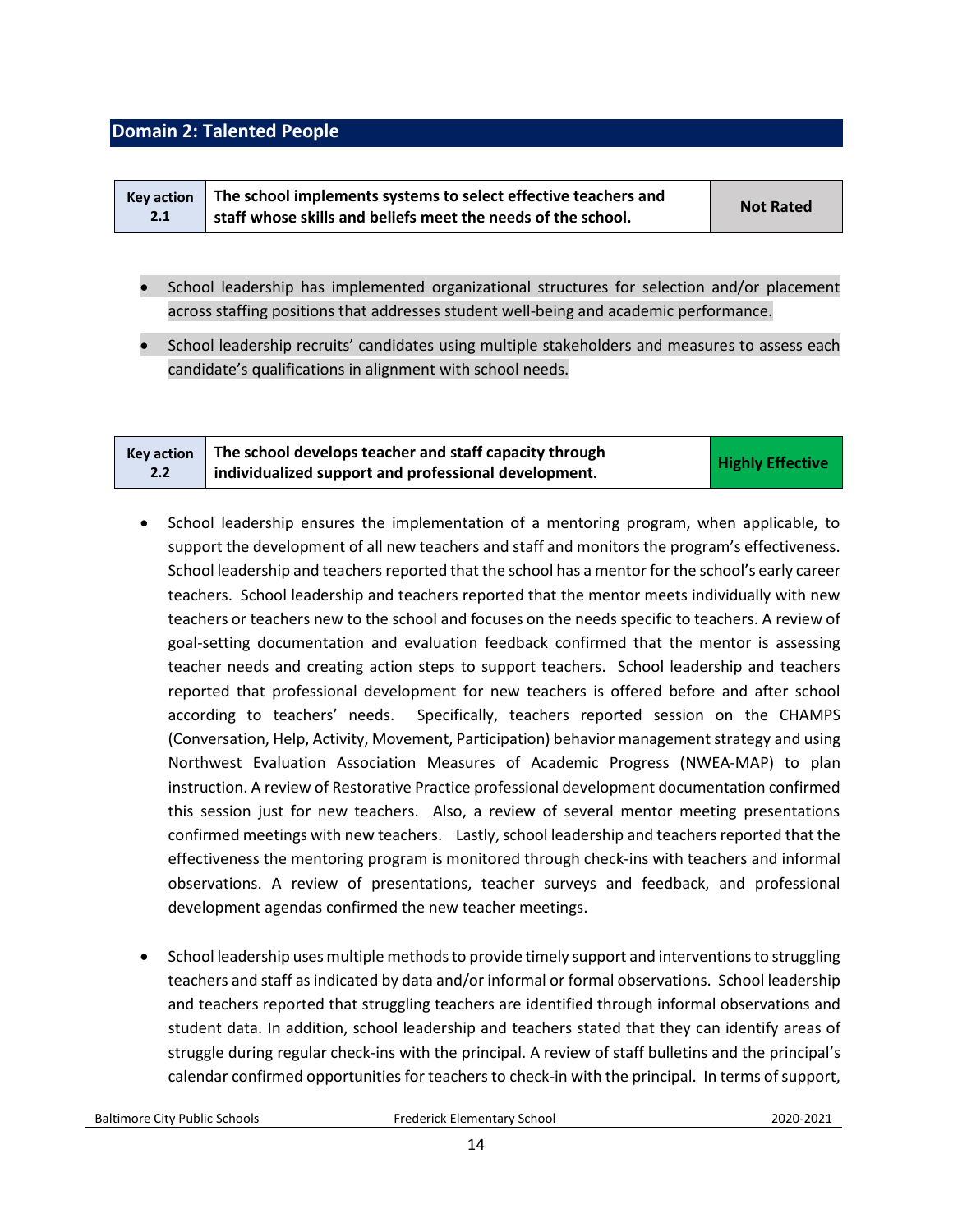## Domain 2: Talented People

| Key action 2.1 | The school implements systems to select effective teachers and staff whose skills and beliefs meet the needs of the school. | Not Rated |
|---|---|---|

- School leadership has implemented organizational structures for selection and/or placement across staffing positions that addresses student well-being and academic performance.
- School leadership recruits' candidates using multiple stakeholders and measures to assess each candidate's qualifications in alignment with school needs.

| Key action 2.2 | The school develops teacher and staff capacity through individualized support and professional development. | Highly Effective |
|---|---|---|

- School leadership ensures the implementation of a mentoring program, when applicable, to support the development of all new teachers and staff and monitors the program's effectiveness. School leadership and teachers reported that the school has a mentor for the school's early career teachers. School leadership and teachers reported that the mentor meets individually with new teachers or teachers new to the school and focuses on the needs specific to teachers. A review of goal-setting documentation and evaluation feedback confirmed that the mentor is assessing teacher needs and creating action steps to support teachers. School leadership and teachers reported that professional development for new teachers is offered before and after school according to teachers' needs. Specifically, teachers reported session on the CHAMPS (Conversation, Help, Activity, Movement, Participation) behavior management strategy and using Northwest Evaluation Association Measures of Academic Progress (NWEA-MAP) to plan instruction. A review of Restorative Practice professional development documentation confirmed this session just for new teachers. Also, a review of several mentor meeting presentations confirmed meetings with new teachers. Lastly, school leadership and teachers reported that the effectiveness the mentoring program is monitored through check-ins with teachers and informal observations. A review of presentations, teacher surveys and feedback, and professional development agendas confirmed the new teacher meetings.

- School leadership uses multiple methods to provide timely support and interventions to struggling teachers and staff as indicated by data and/or informal or formal observations. School leadership and teachers reported that struggling teachers are identified through informal observations and student data. In addition, school leadership and teachers stated that they can identify areas of struggle during regular check-ins with the principal. A review of staff bulletins and the principal's calendar confirmed opportunities for teachers to check-in with the principal. In terms of support,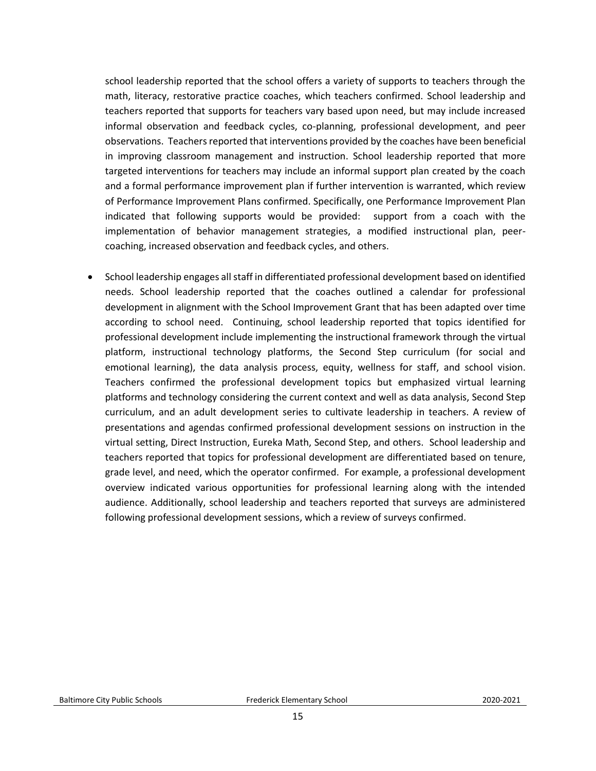school leadership reported that the school offers a variety of supports to teachers through the math, literacy, restorative practice coaches, which teachers confirmed. School leadership and teachers reported that supports for teachers vary based upon need, but may include increased informal observation and feedback cycles, co-planning, professional development, and peer observations. Teachers reported that interventions provided by the coaches have been beneficial in improving classroom management and instruction. School leadership reported that more targeted interventions for teachers may include an informal support plan created by the coach and a formal performance improvement plan if further intervention is warranted, which review of Performance Improvement Plans confirmed. Specifically, one Performance Improvement Plan indicated that following supports would be provided: support from a coach with the implementation of behavior management strategies, a modified instructional plan, peer-coaching, increased observation and feedback cycles, and others.

- School leadership engages all staff in differentiated professional development based on identified needs. School leadership reported that the coaches outlined a calendar for professional development in alignment with the School Improvement Grant that has been adapted over time according to school need. Continuing, school leadership reported that topics identified for professional development include implementing the instructional framework through the virtual platform, instructional technology platforms, the Second Step curriculum (for social and emotional learning), the data analysis process, equity, wellness for staff, and school vision. Teachers confirmed the professional development topics but emphasized virtual learning platforms and technology considering the current context and well as data analysis, Second Step curriculum, and an adult development series to cultivate leadership in teachers. A review of presentations and agendas confirmed professional development sessions on instruction in the virtual setting, Direct Instruction, Eureka Math, Second Step, and others. School leadership and teachers reported that topics for professional development are differentiated based on tenure, grade level, and need, which the operator confirmed. For example, a professional development overview indicated various opportunities for professional learning along with the intended audience. Additionally, school leadership and teachers reported that surveys are administered following professional development sessions, which a review of surveys confirmed.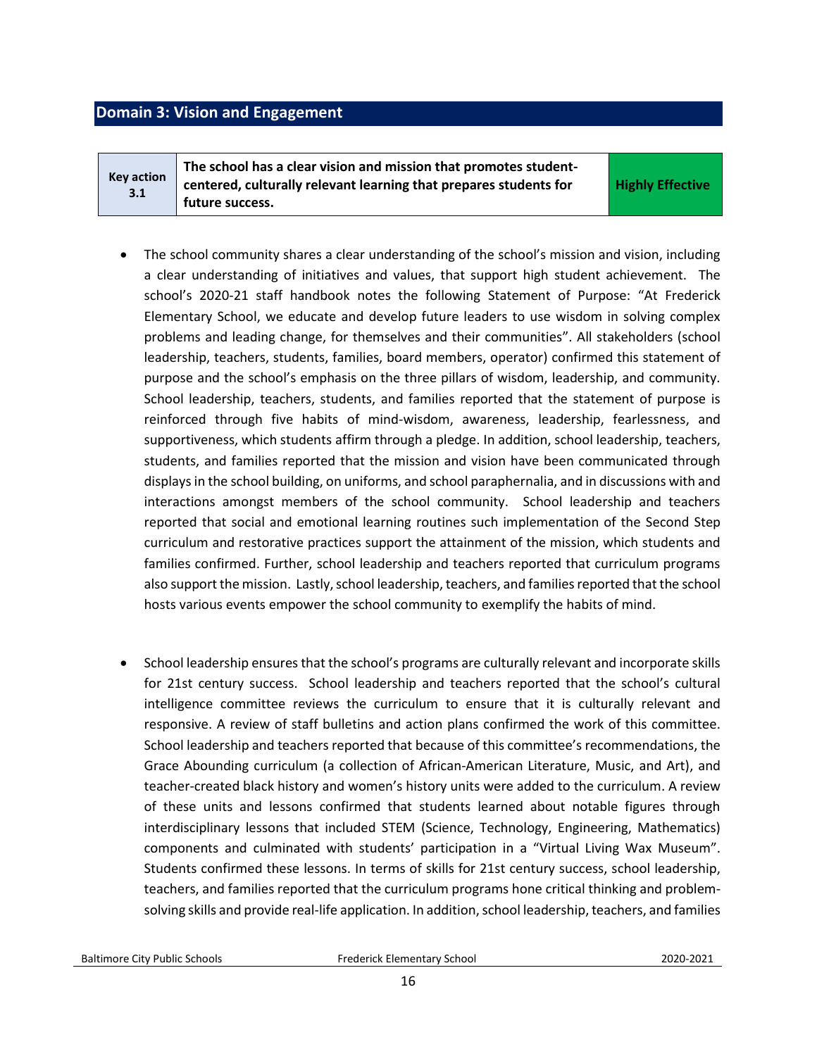## Domain 3: Vision and Engagement

| Key action 3.1 | The school has a clear vision and mission that promotes student-centered, culturally relevant learning that prepares students for future success. | Highly Effective |
|---|---|---|

- The school community shares a clear understanding of the school's mission and vision, including a clear understanding of initiatives and values, that support high student achievement. The school's 2020-21 staff handbook notes the following Statement of Purpose: "At Frederick Elementary School, we educate and develop future leaders to use wisdom in solving complex problems and leading change, for themselves and their communities". All stakeholders (school leadership, teachers, students, families, board members, operator) confirmed this statement of purpose and the school's emphasis on the three pillars of wisdom, leadership, and community. School leadership, teachers, students, and families reported that the statement of purpose is reinforced through five habits of mind-wisdom, awareness, leadership, fearlessness, and supportiveness, which students affirm through a pledge. In addition, school leadership, teachers, students, and families reported that the mission and vision have been communicated through displays in the school building, on uniforms, and school paraphernalia, and in discussions with and interactions amongst members of the school community. School leadership and teachers reported that social and emotional learning routines such implementation of the Second Step curriculum and restorative practices support the attainment of the mission, which students and families confirmed. Further, school leadership and teachers reported that curriculum programs also support the mission. Lastly, school leadership, teachers, and families reported that the school hosts various events empower the school community to exemplify the habits of mind.

- School leadership ensures that the school's programs are culturally relevant and incorporate skills for 21st century success. School leadership and teachers reported that the school's cultural intelligence committee reviews the curriculum to ensure that it is culturally relevant and responsive. A review of staff bulletins and action plans confirmed the work of this committee. School leadership and teachers reported that because of this committee's recommendations, the Grace Abounding curriculum (a collection of African-American Literature, Music, and Art), and teacher-created black history and women's history units were added to the curriculum. A review of these units and lessons confirmed that students learned about notable figures through interdisciplinary lessons that included STEM (Science, Technology, Engineering, Mathematics) components and culminated with students' participation in a "Virtual Living Wax Museum". Students confirmed these lessons. In terms of skills for 21st century success, school leadership, teachers, and families reported that the curriculum programs hone critical thinking and problem-solving skills and provide real-life application. In addition, school leadership, teachers, and families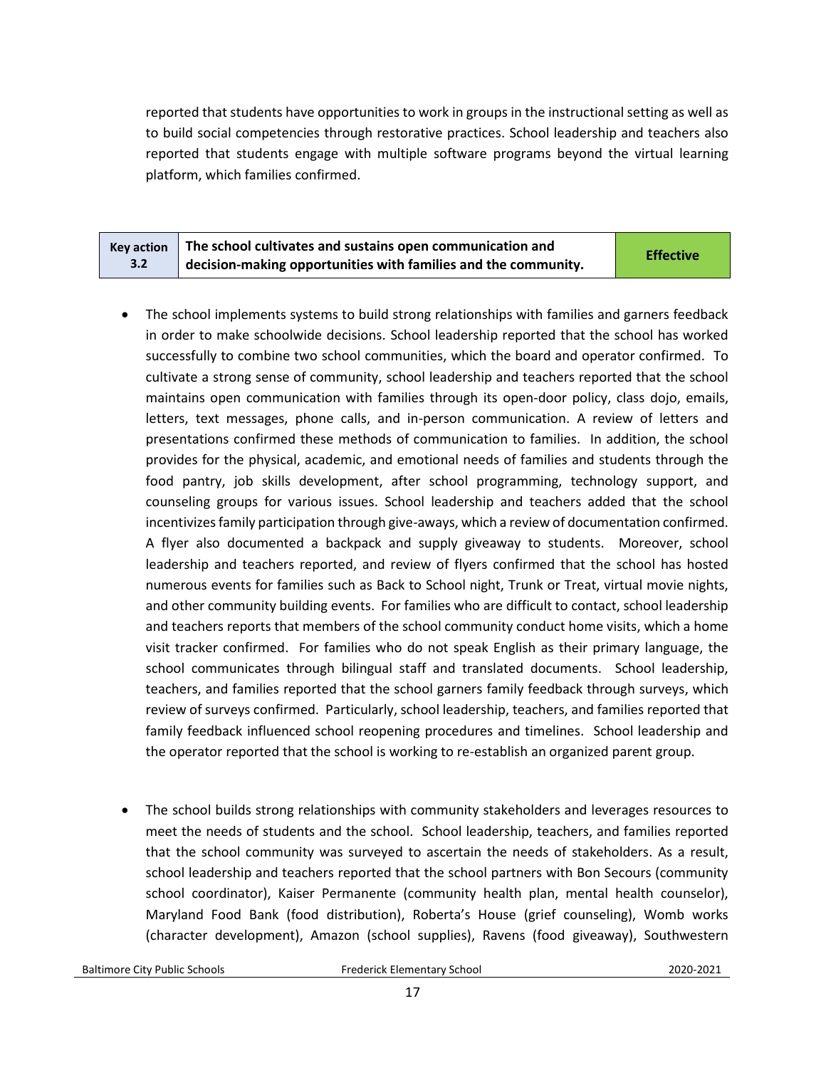reported that students have opportunities to work in groups in the instructional setting as well as to build social competencies through restorative practices. School leadership and teachers also reported that students engage with multiple software programs beyond the virtual learning platform, which families confirmed.

| Key action 3.2 | The school cultivates and sustains open communication and decision-making opportunities with families and the community. | Effective |
|---|---|---|

- The school implements systems to build strong relationships with families and garners feedback in order to make schoolwide decisions. School leadership reported that the school has worked successfully to combine two school communities, which the board and operator confirmed. To cultivate a strong sense of community, school leadership and teachers reported that the school maintains open communication with families through its open-door policy, class dojo, emails, letters, text messages, phone calls, and in-person communication. A review of letters and presentations confirmed these methods of communication to families. In addition, the school provides for the physical, academic, and emotional needs of families and students through the food pantry, job skills development, after school programming, technology support, and counseling groups for various issues. School leadership and teachers added that the school incentivizes family participation through give-aways, which a review of documentation confirmed. A flyer also documented a backpack and supply giveaway to students. Moreover, school leadership and teachers reported, and review of flyers confirmed that the school has hosted numerous events for families such as Back to School night, Trunk or Treat, virtual movie nights, and other community building events. For families who are difficult to contact, school leadership and teachers reports that members of the school community conduct home visits, which a home visit tracker confirmed. For families who do not speak English as their primary language, the school communicates through bilingual staff and translated documents. School leadership, teachers, and families reported that the school garners family feedback through surveys, which review of surveys confirmed. Particularly, school leadership, teachers, and families reported that family feedback influenced school reopening procedures and timelines. School leadership and the operator reported that the school is working to re-establish an organized parent group.

- The school builds strong relationships with community stakeholders and leverages resources to meet the needs of students and the school. School leadership, teachers, and families reported that the school community was surveyed to ascertain the needs of stakeholders. As a result, school leadership and teachers reported that the school partners with Bon Secours (community school coordinator), Kaiser Permanente (community health plan, mental health counselor), Maryland Food Bank (food distribution), Roberta's House (grief counseling), Womb works (character development), Amazon (school supplies), Ravens (food giveaway), Southwestern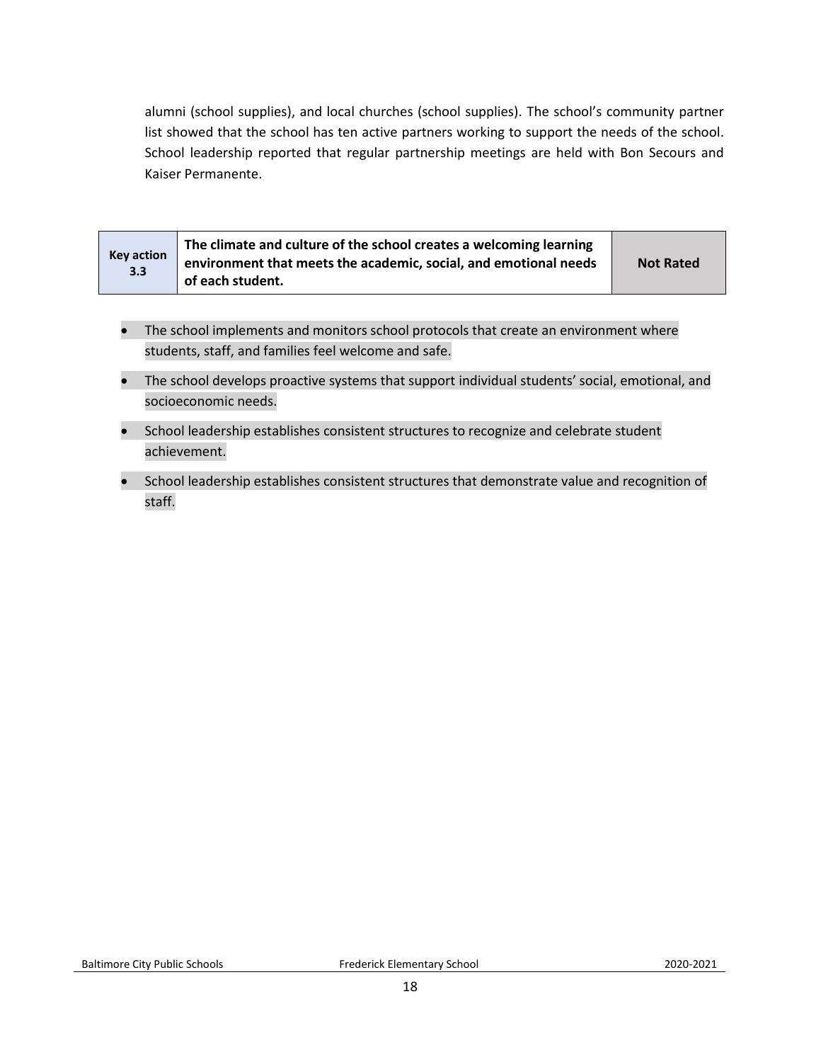alumni (school supplies), and local churches (school supplies). The school's community partner list showed that the school has ten active partners working to support the needs of the school. School leadership reported that regular partnership meetings are held with Bon Secours and Kaiser Permanente.

| Key action 3.3 | The climate and culture of the school creates a welcoming learning environment that meets the academic, social, and emotional needs of each student. | Not Rated |
|---|---|---|

- The school implements and monitors school protocols that create an environment where students, staff, and families feel welcome and safe.
- The school develops proactive systems that support individual students' social, emotional, and socioeconomic needs.
- School leadership establishes consistent structures to recognize and celebrate student achievement.
- School leadership establishes consistent structures that demonstrate value and recognition of staff.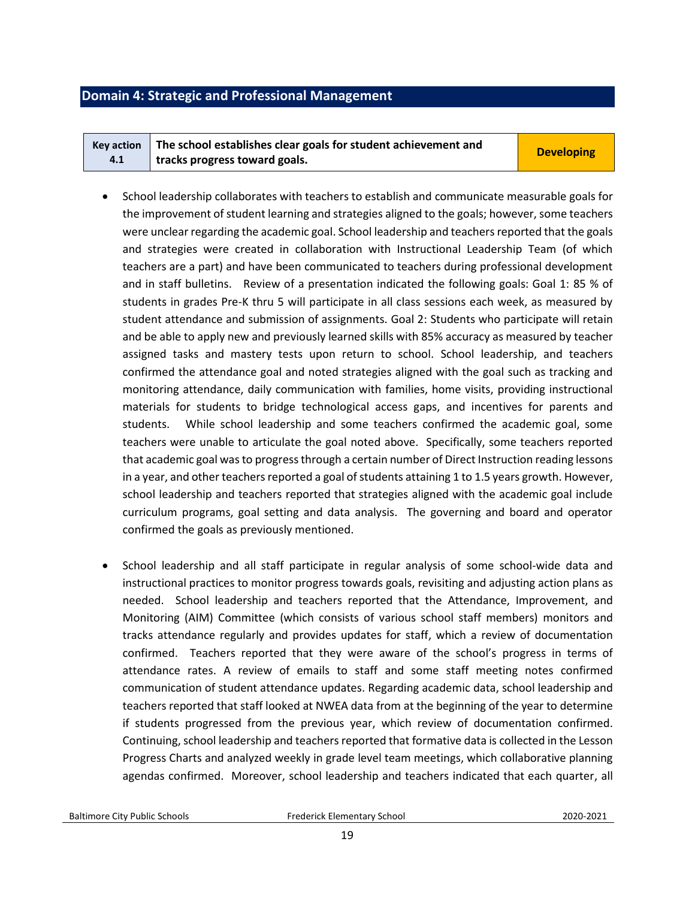## Domain 4: Strategic and Professional Management

| Key action 4.1 | The school establishes clear goals for student achievement and tracks progress toward goals. | Developing |
|---|---|---|

- School leadership collaborates with teachers to establish and communicate measurable goals for the improvement of student learning and strategies aligned to the goals; however, some teachers were unclear regarding the academic goal. School leadership and teachers reported that the goals and strategies were created in collaboration with Instructional Leadership Team (of which teachers are a part) and have been communicated to teachers during professional development and in staff bulletins. Review of a presentation indicated the following goals: Goal 1: 85 % of students in grades Pre-K thru 5 will participate in all class sessions each week, as measured by student attendance and submission of assignments. Goal 2: Students who participate will retain and be able to apply new and previously learned skills with 85% accuracy as measured by teacher assigned tasks and mastery tests upon return to school. School leadership, and teachers confirmed the attendance goal and noted strategies aligned with the goal such as tracking and monitoring attendance, daily communication with families, home visits, providing instructional materials for students to bridge technological access gaps, and incentives for parents and students. While school leadership and some teachers confirmed the academic goal, some teachers were unable to articulate the goal noted above. Specifically, some teachers reported that academic goal was to progress through a certain number of Direct Instruction reading lessons in a year, and other teachers reported a goal of students attaining 1 to 1.5 years growth. However, school leadership and teachers reported that strategies aligned with the academic goal include curriculum programs, goal setting and data analysis. The governing and board and operator confirmed the goals as previously mentioned.

- School leadership and all staff participate in regular analysis of some school-wide data and instructional practices to monitor progress towards goals, revisiting and adjusting action plans as needed. School leadership and teachers reported that the Attendance, Improvement, and Monitoring (AIM) Committee (which consists of various school staff members) monitors and tracks attendance regularly and provides updates for staff, which a review of documentation confirmed. Teachers reported that they were aware of the school's progress in terms of attendance rates. A review of emails to staff and some staff meeting notes confirmed communication of student attendance updates. Regarding academic data, school leadership and teachers reported that staff looked at NWEA data from at the beginning of the year to determine if students progressed from the previous year, which review of documentation confirmed. Continuing, school leadership and teachers reported that formative data is collected in the Lesson Progress Charts and analyzed weekly in grade level team meetings, which collaborative planning agendas confirmed. Moreover, school leadership and teachers indicated that each quarter, all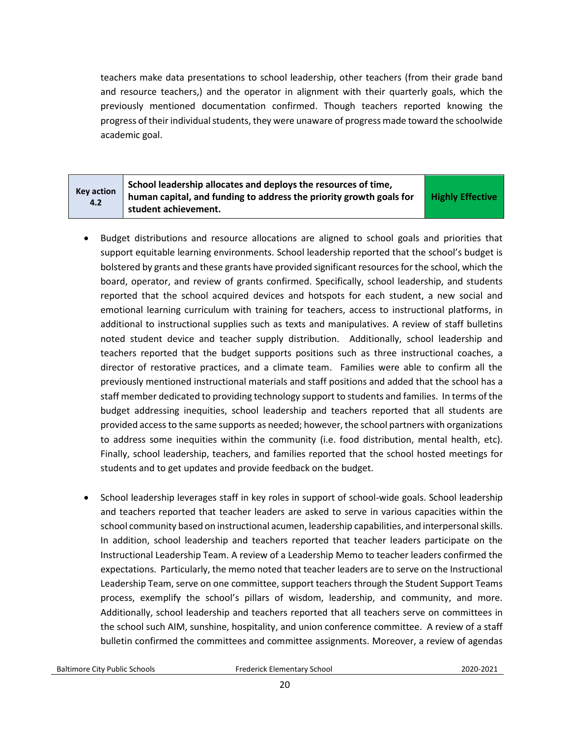teachers make data presentations to school leadership, other teachers (from their grade band and resource teachers,) and the operator in alignment with their quarterly goals, which the previously mentioned documentation confirmed. Though teachers reported knowing the progress of their individual students, they were unaware of progress made toward the schoolwide academic goal.

| Key action 4.2 | School leadership allocates and deploys the resources of time, human capital, and funding to address the priority growth goals for student achievement. | Highly Effective |
|---|---|---|

- Budget distributions and resource allocations are aligned to school goals and priorities that support equitable learning environments. School leadership reported that the school's budget is bolstered by grants and these grants have provided significant resources for the school, which the board, operator, and review of grants confirmed. Specifically, school leadership, and students reported that the school acquired devices and hotspots for each student, a new social and emotional learning curriculum with training for teachers, access to instructional platforms, in additional to instructional supplies such as texts and manipulatives. A review of staff bulletins noted student device and teacher supply distribution. Additionally, school leadership and teachers reported that the budget supports positions such as three instructional coaches, a director of restorative practices, and a climate team. Families were able to confirm all the previously mentioned instructional materials and staff positions and added that the school has a staff member dedicated to providing technology support to students and families. In terms of the budget addressing inequities, school leadership and teachers reported that all students are provided access to the same supports as needed; however, the school partners with organizations to address some inequities within the community (i.e. food distribution, mental health, etc). Finally, school leadership, teachers, and families reported that the school hosted meetings for students and to get updates and provide feedback on the budget.

- School leadership leverages staff in key roles in support of school-wide goals. School leadership and teachers reported that teacher leaders are asked to serve in various capacities within the school community based on instructional acumen, leadership capabilities, and interpersonal skills. In addition, school leadership and teachers reported that teacher leaders participate on the Instructional Leadership Team. A review of a Leadership Memo to teacher leaders confirmed the expectations. Particularly, the memo noted that teacher leaders are to serve on the Instructional Leadership Team, serve on one committee, support teachers through the Student Support Teams process, exemplify the school's pillars of wisdom, leadership, and community, and more. Additionally, school leadership and teachers reported that all teachers serve on committees in the school such AIM, sunshine, hospitality, and union conference committee. A review of a staff bulletin confirmed the committees and committee assignments. Moreover, a review of agendas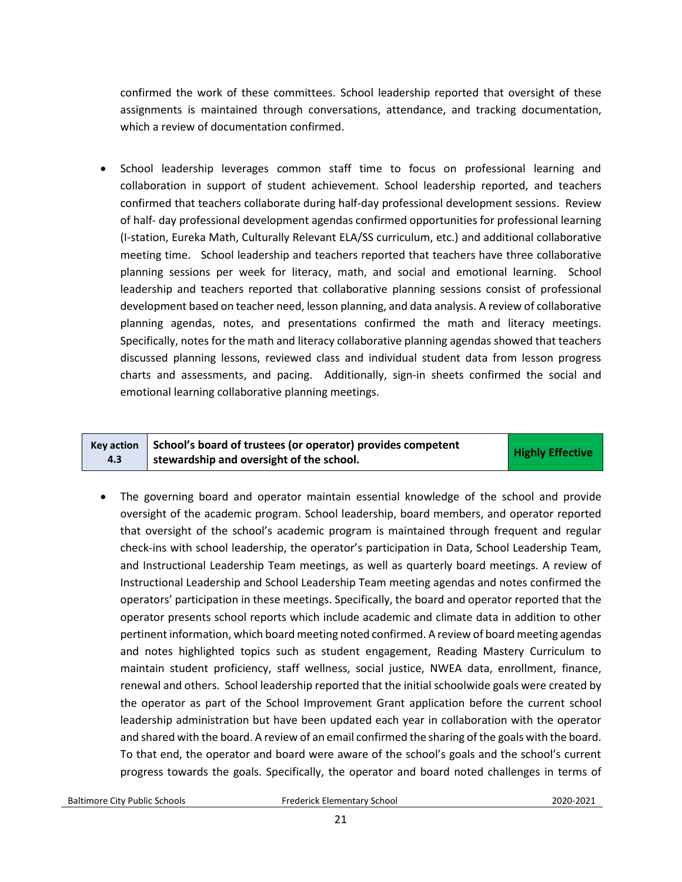confirmed the work of these committees. School leadership reported that oversight of these assignments is maintained through conversations, attendance, and tracking documentation, which a review of documentation confirmed.

- School leadership leverages common staff time to focus on professional learning and collaboration in support of student achievement. School leadership reported, and teachers confirmed that teachers collaborate during half-day professional development sessions. Review of half- day professional development agendas confirmed opportunities for professional learning (I-station, Eureka Math, Culturally Relevant ELA/SS curriculum, etc.) and additional collaborative meeting time. School leadership and teachers reported that teachers have three collaborative planning sessions per week for literacy, math, and social and emotional learning. School leadership and teachers reported that collaborative planning sessions consist of professional development based on teacher need, lesson planning, and data analysis. A review of collaborative planning agendas, notes, and presentations confirmed the math and literacy meetings. Specifically, notes for the math and literacy collaborative planning agendas showed that teachers discussed planning lessons, reviewed class and individual student data from lesson progress charts and assessments, and pacing. Additionally, sign-in sheets confirmed the social and emotional learning collaborative planning meetings.

| Key action 4.3 | School's board of trustees (or operator) provides competent stewardship and oversight of the school. | Highly Effective |
|---|---|---|

- The governing board and operator maintain essential knowledge of the school and provide oversight of the academic program. School leadership, board members, and operator reported that oversight of the school's academic program is maintained through frequent and regular check-ins with school leadership, the operator's participation in Data, School Leadership Team, and Instructional Leadership Team meetings, as well as quarterly board meetings. A review of Instructional Leadership and School Leadership Team meeting agendas and notes confirmed the operators' participation in these meetings. Specifically, the board and operator reported that the operator presents school reports which include academic and climate data in addition to other pertinent information, which board meeting noted confirmed. A review of board meeting agendas and notes highlighted topics such as student engagement, Reading Mastery Curriculum to maintain student proficiency, staff wellness, social justice, NWEA data, enrollment, finance, renewal and others. School leadership reported that the initial schoolwide goals were created by the operator as part of the School Improvement Grant application before the current school leadership administration but have been updated each year in collaboration with the operator and shared with the board. A review of an email confirmed the sharing of the goals with the board. To that end, the operator and board were aware of the school's goals and the school's current progress towards the goals. Specifically, the operator and board noted challenges in terms of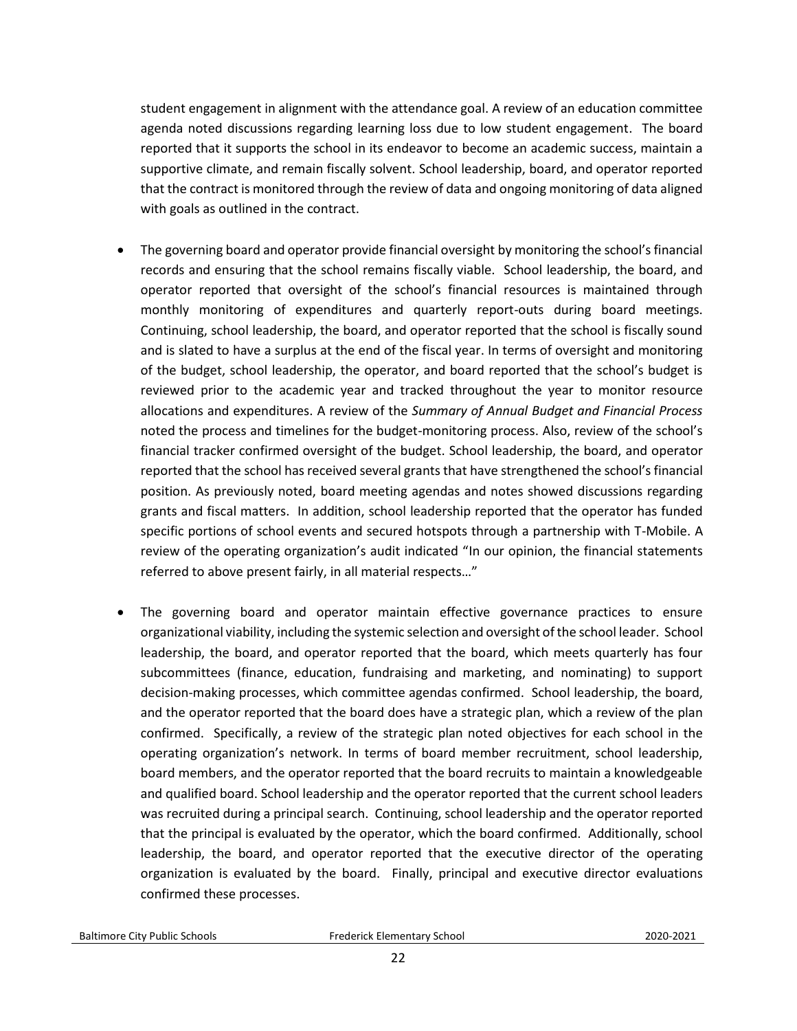student engagement in alignment with the attendance goal. A review of an education committee agenda noted discussions regarding learning loss due to low student engagement. The board reported that it supports the school in its endeavor to become an academic success, maintain a supportive climate, and remain fiscally solvent. School leadership, board, and operator reported that the contract is monitored through the review of data and ongoing monitoring of data aligned with goals as outlined in the contract.

- The governing board and operator provide financial oversight by monitoring the school's financial records and ensuring that the school remains fiscally viable. School leadership, the board, and operator reported that oversight of the school's financial resources is maintained through monthly monitoring of expenditures and quarterly report-outs during board meetings. Continuing, school leadership, the board, and operator reported that the school is fiscally sound and is slated to have a surplus at the end of the fiscal year. In terms of oversight and monitoring of the budget, school leadership, the operator, and board reported that the school's budget is reviewed prior to the academic year and tracked throughout the year to monitor resource allocations and expenditures. A review of the *Summary of Annual Budget and Financial Process* noted the process and timelines for the budget-monitoring process. Also, review of the school's financial tracker confirmed oversight of the budget. School leadership, the board, and operator reported that the school has received several grants that have strengthened the school's financial position. As previously noted, board meeting agendas and notes showed discussions regarding grants and fiscal matters. In addition, school leadership reported that the operator has funded specific portions of school events and secured hotspots through a partnership with T-Mobile. A review of the operating organization's audit indicated "In our opinion, the financial statements referred to above present fairly, in all material respects…"

- The governing board and operator maintain effective governance practices to ensure organizational viability, including the systemic selection and oversight of the school leader. School leadership, the board, and operator reported that the board, which meets quarterly has four subcommittees (finance, education, fundraising and marketing, and nominating) to support decision-making processes, which committee agendas confirmed. School leadership, the board, and the operator reported that the board does have a strategic plan, which a review of the plan confirmed. Specifically, a review of the strategic plan noted objectives for each school in the operating organization's network. In terms of board member recruitment, school leadership, board members, and the operator reported that the board recruits to maintain a knowledgeable and qualified board. School leadership and the operator reported that the current school leaders was recruited during a principal search. Continuing, school leadership and the operator reported that the principal is evaluated by the operator, which the board confirmed. Additionally, school leadership, the board, and operator reported that the executive director of the operating organization is evaluated by the board. Finally, principal and executive director evaluations confirmed these processes.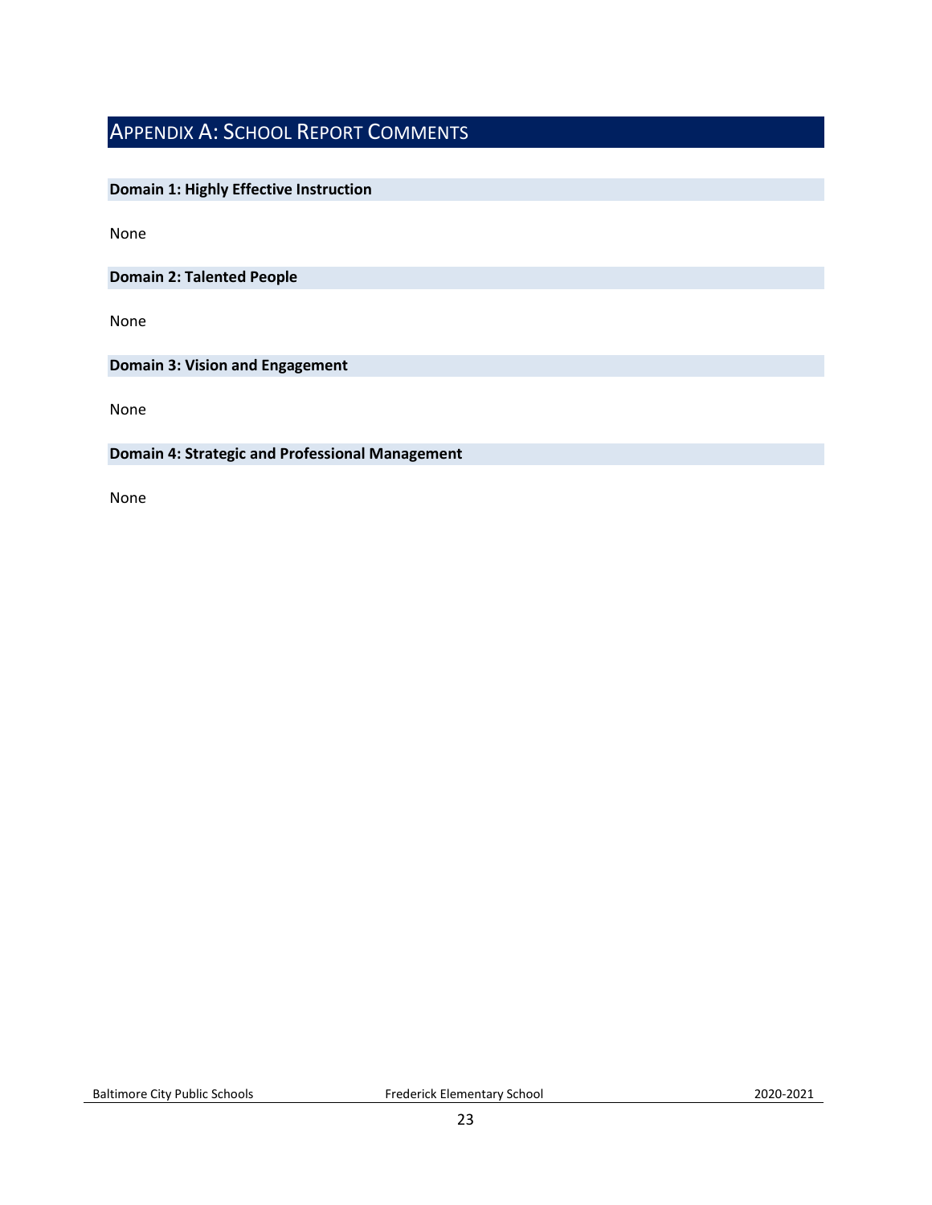## Appendix A: School Report Comments

### Domain 1: Highly Effective Instruction

None

### Domain 2: Talented People

None

### Domain 3: Vision and Engagement

None

### Domain 4: Strategic and Professional Management

None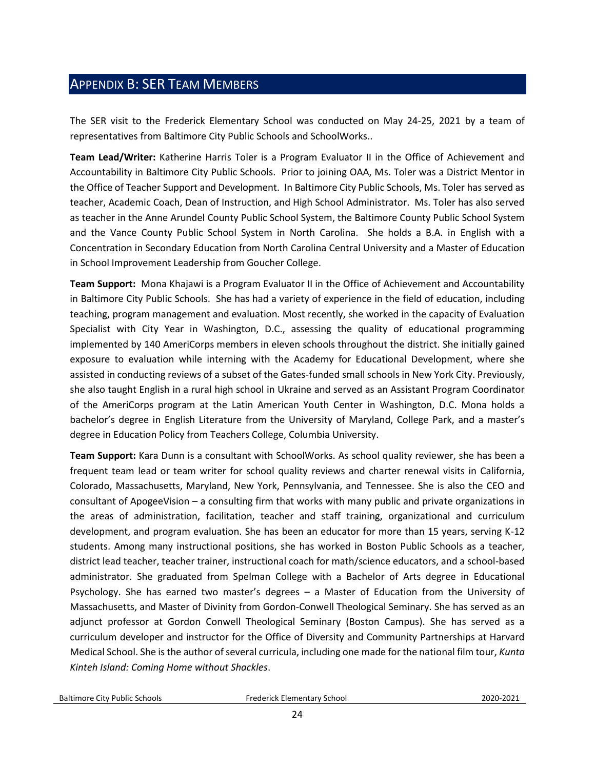## APPENDIX B: SER TEAM MEMBERS

The SER visit to the Frederick Elementary School was conducted on May 24-25, 2021 by a team of representatives from Baltimore City Public Schools and SchoolWorks..

**Team Lead/Writer:** Katherine Harris Toler is a Program Evaluator II in the Office of Achievement and Accountability in Baltimore City Public Schools. Prior to joining OAA, Ms. Toler was a District Mentor in the Office of Teacher Support and Development. In Baltimore City Public Schools, Ms. Toler has served as teacher, Academic Coach, Dean of Instruction, and High School Administrator. Ms. Toler has also served as teacher in the Anne Arundel County Public School System, the Baltimore County Public School System and the Vance County Public School System in North Carolina. She holds a B.A. in English with a Concentration in Secondary Education from North Carolina Central University and a Master of Education in School Improvement Leadership from Goucher College.

**Team Support:** Mona Khajawi is a Program Evaluator II in the Office of Achievement and Accountability in Baltimore City Public Schools. She has had a variety of experience in the field of education, including teaching, program management and evaluation. Most recently, she worked in the capacity of Evaluation Specialist with City Year in Washington, D.C., assessing the quality of educational programming implemented by 140 AmeriCorps members in eleven schools throughout the district. She initially gained exposure to evaluation while interning with the Academy for Educational Development, where she assisted in conducting reviews of a subset of the Gates-funded small schools in New York City. Previously, she also taught English in a rural high school in Ukraine and served as an Assistant Program Coordinator of the AmeriCorps program at the Latin American Youth Center in Washington, D.C. Mona holds a bachelor's degree in English Literature from the University of Maryland, College Park, and a master's degree in Education Policy from Teachers College, Columbia University.

**Team Support:** Kara Dunn is a consultant with SchoolWorks. As school quality reviewer, she has been a frequent team lead or team writer for school quality reviews and charter renewal visits in California, Colorado, Massachusetts, Maryland, New York, Pennsylvania, and Tennessee. She is also the CEO and consultant of ApogeeVision – a consulting firm that works with many public and private organizations in the areas of administration, facilitation, teacher and staff training, organizational and curriculum development, and program evaluation. She has been an educator for more than 15 years, serving K-12 students. Among many instructional positions, she has worked in Boston Public Schools as a teacher, district lead teacher, teacher trainer, instructional coach for math/science educators, and a school-based administrator. She graduated from Spelman College with a Bachelor of Arts degree in Educational Psychology. She has earned two master's degrees – a Master of Education from the University of Massachusetts, and Master of Divinity from Gordon-Conwell Theological Seminary. She has served as an adjunct professor at Gordon Conwell Theological Seminary (Boston Campus). She has served as a curriculum developer and instructor for the Office of Diversity and Community Partnerships at Harvard Medical School. She is the author of several curricula, including one made for the national film tour, *Kunta Kinteh Island: Coming Home without Shackles*.